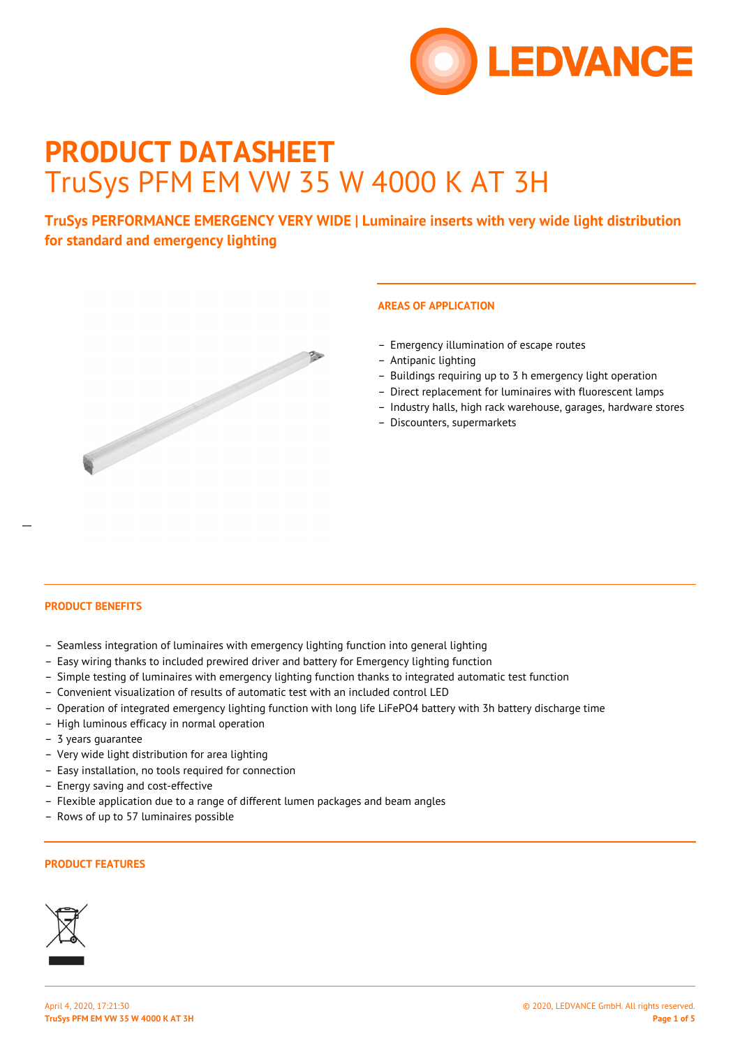# PRODUCT DATASHEET

TruSys PFM EM VW 35 W 4000 K AT 3H

**TruSys PERFORMANCE EMERGENCY VERY WIDE | Luminaire inserts with very wide light distribution for standard and emergency lighting**

## AREAS OF APPLICATION

- Emergency illumination of escape routes
- Antipanic lighting
- Buildings requiring up to 3 h emergency light operation
- Direct replacement for luminaires with fluorescent lamps
- Industry halls, high rack warehouse, garages, hardware stores
- Discounters, supermarkets

## PRODUCT BENEFITS

- Seamless integration of luminaires with emergency lighting function into general lighting
- Easy wiring thanks to included prewired driver and battery for Emergency lighting function
- Simple testing of luminaires with emergency lighting function thanks to integrated automatic test function
- Convenient visualization of results of automatic test with an included control LED
- Operation of integrated emergency lighting function with long life LiFePO4 battery with 3h battery discharge time
- High luminous efficacy in normal operation
- 3 years guarantee
- Very wide light distribution for area lighting
- Easy installation, no tools required for connection
- Energy saving and cost-effective
- Flexible application due to a range of different lumen packages and beam angles
- Rows of up to 57 luminaires possible

## PRODUCT FEATURES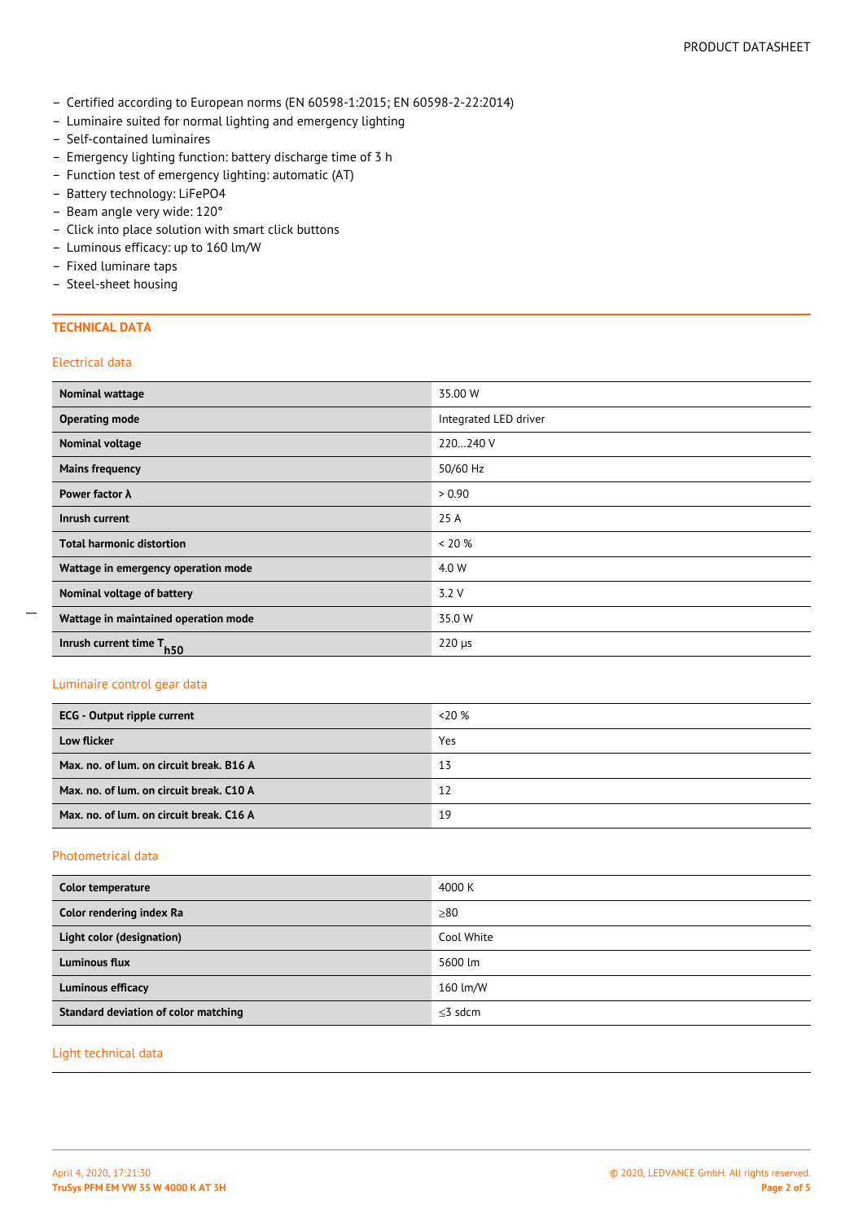- Certified according to European norms (EN 60598-1:2015; EN 60598-2-22:2014)
- Luminaire suited for normal lighting and emergency lighting
- Self-contained luminaires
- Emergency lighting function: battery discharge time of 3 h
- Function test of emergency lighting: automatic (AT)
- Battery technology: LiFePO4
- Beam angle very wide: 120°
- Click into place solution with smart click buttons
- Luminous efficacy: up to 160 lm/W
- Fixed luminare taps
- Steel-sheet housing

## TECHNICAL DATA

### Electrical data

| | |
|---|---|
| **Nominal wattage** | 35.00 W |
| **Operating mode** | Integrated LED driver |
| **Nominal voltage** | 220…240 V |
| **Mains frequency** | 50/60 Hz |
| **Power factor λ** | > 0.90 |
| **Inrush current** | 25 A |
| **Total harmonic distortion** | < 20 % |
| **Wattage in emergency operation mode** | 4.0 W |
| **Nominal voltage of battery** | 3.2 V |
| **Wattage in maintained operation mode** | 35.0 W |
| **Inrush current time $T_{h50}$** | 220 µs |

### Luminaire control gear data

| | |
|---|---|
| **ECG - Output ripple current** | <20 % |
| **Low flicker** | Yes |
| **Max. no. of lum. on circuit break. B16 A** | 13 |
| **Max. no. of lum. on circuit break. C10 A** | 12 |
| **Max. no. of lum. on circuit break. C16 A** | 19 |

### Photometrical data

| | |
|---|---|
| **Color temperature** | 4000 K |
| **Color rendering index Ra** | ≥80 |
| **Light color (designation)** | Cool White |
| **Luminous flux** | 5600 lm |
| **Luminous efficacy** | 160 lm/W |
| **Standard deviation of color matching** | ≤3 sdcm |

### Light technical data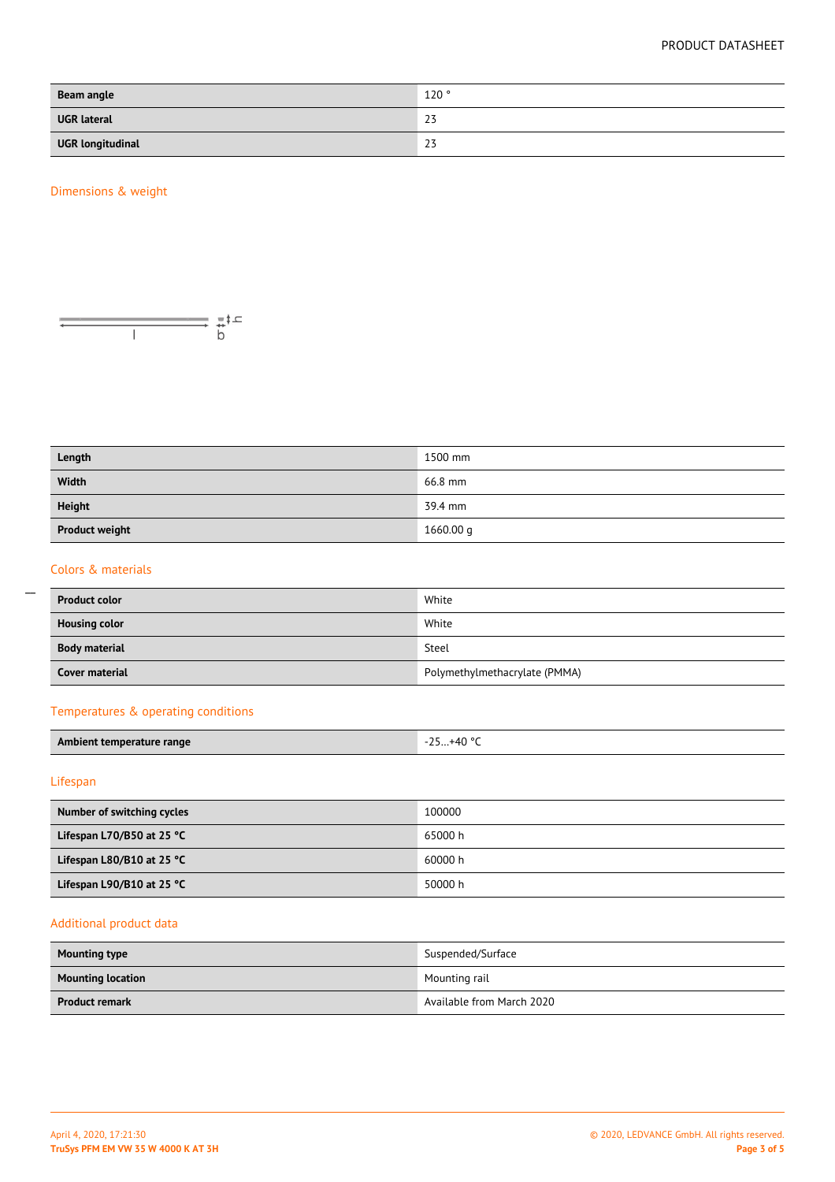| Beam angle | 120 ° |
|---|---|
| UGR lateral | 23 |
| UGR longitudinal | 23 |

## Dimensions & weight

| Length | 1500 mm |
|---|---|
| Width | 66.8 mm |
| Height | 39.4 mm |
| Product weight | 1660.00 g |

## Colors & materials

| Product color | White |
|---|---|
| Housing color | White |
| Body material | Steel |
| Cover material | Polymethylmethacrylate (PMMA) |

## Temperatures & operating conditions

| Ambient temperature range | -25…+40 °C |
|---|---|

## Lifespan

| Number of switching cycles | 100000 |
|---|---|
| Lifespan L70/B50 at 25 °C | 65000 h |
| Lifespan L80/B10 at 25 °C | 60000 h |
| Lifespan L90/B10 at 25 °C | 50000 h |

## Additional product data

| Mounting type | Suspended/Surface |
|---|---|
| Mounting location | Mounting rail |
| Product remark | Available from March 2020 |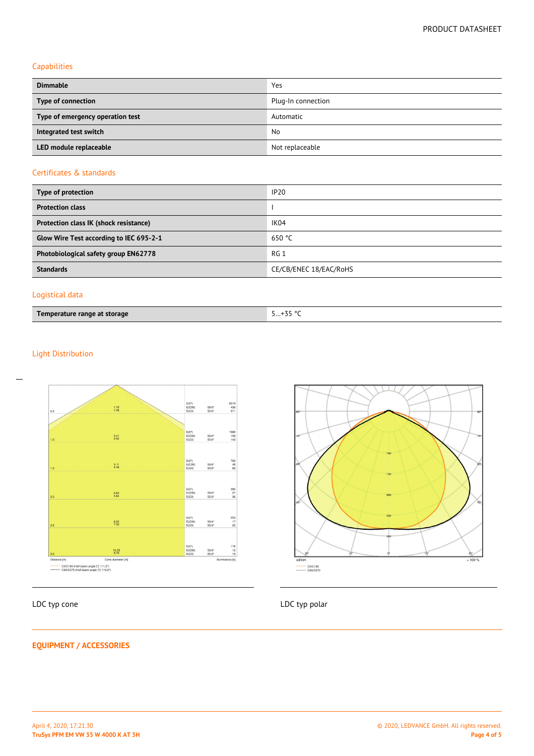## Capabilities

| | |
|---|---|
| **Dimmable** | Yes |
| **Type of connection** | Plug-In connection |
| **Type of emergency operation test** | Automatic |
| **Integrated test switch** | No |
| **LED module replaceable** | Not replaceable |

## Certificates & standards

| | |
|---|---|
| **Type of protection** | IP20 |
| **Protection class** | I |
| **Protection class IK (shock resistance)** | IK04 |
| **Glow Wire Test according to IEC 695-2-1** | 650 °C |
| **Photobiological safety group EN62778** | RG 1 |
| **Standards** | CE/CB/ENEC 18/EAC/RoHS |

## Logistical data

| | |
|---|---|
| **Temperature range at storage** | 5…+35 °C |

## Light Distribution

LDC typ cone

LDC typ polar

## EQUIPMENT / ACCESSORIES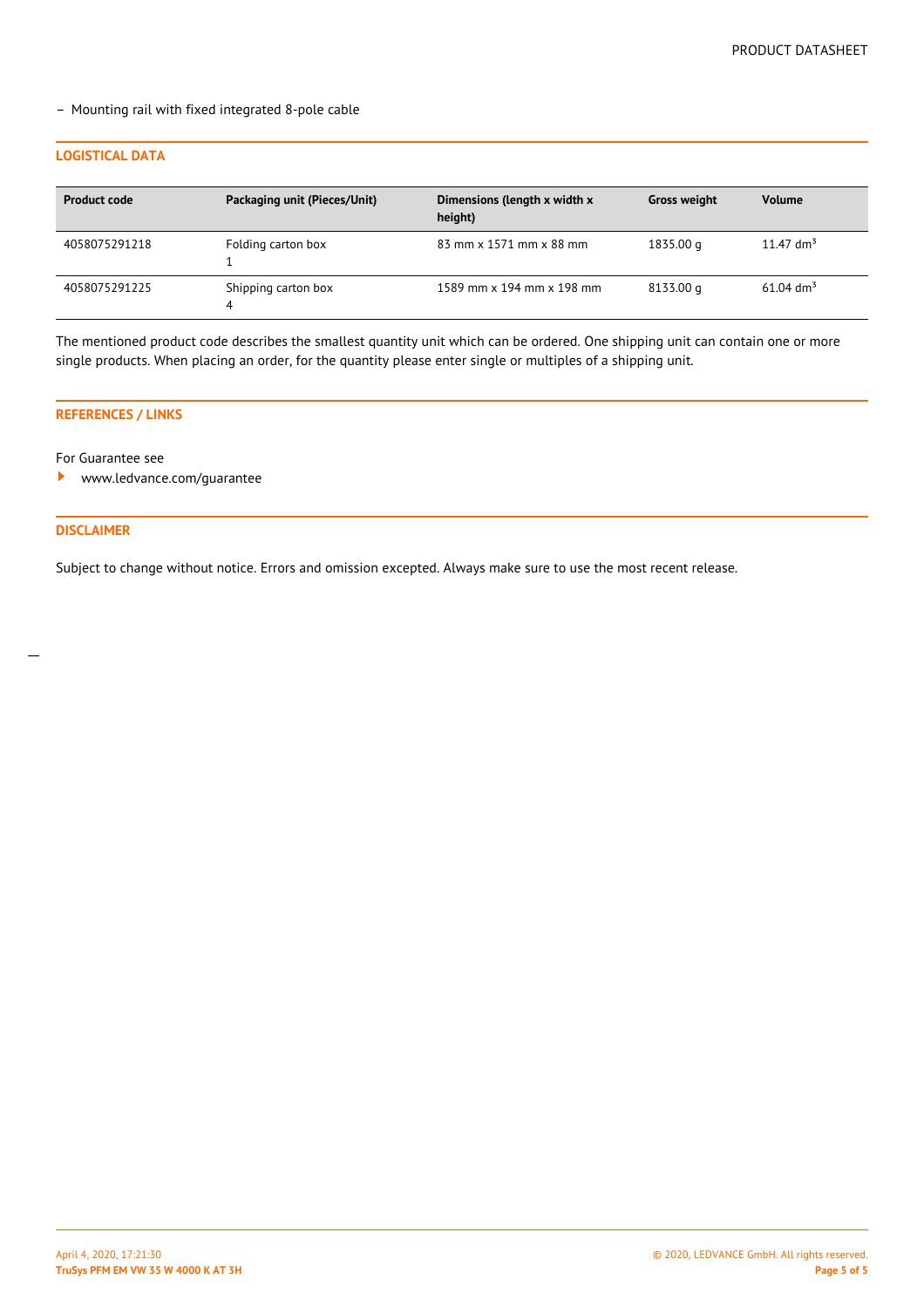– Mounting rail with fixed integrated 8-pole cable

## LOGISTICAL DATA

| Product code | Packaging unit (Pieces/Unit) | Dimensions (length x width x height) | Gross weight | Volume |
|---|---|---|---|---|
| 4058075291218 | Folding carton box<br>1 | 83 mm x 1571 mm x 88 mm | 1835.00 g | 11.47 $dm^3$ |
| 4058075291225 | Shipping carton box<br>4 | 1589 mm x 194 mm x 198 mm | 8133.00 g | 61.04 $dm^3$ |

The mentioned product code describes the smallest quantity unit which can be ordered. One shipping unit can contain one or more single products. When placing an order, for the quantity please enter single or multiples of a shipping unit.

## REFERENCES / LINKS

For Guarantee see

- www.ledvance.com/guarantee

## DISCLAIMER

Subject to change without notice. Errors and omission excepted. Always make sure to use the most recent release.